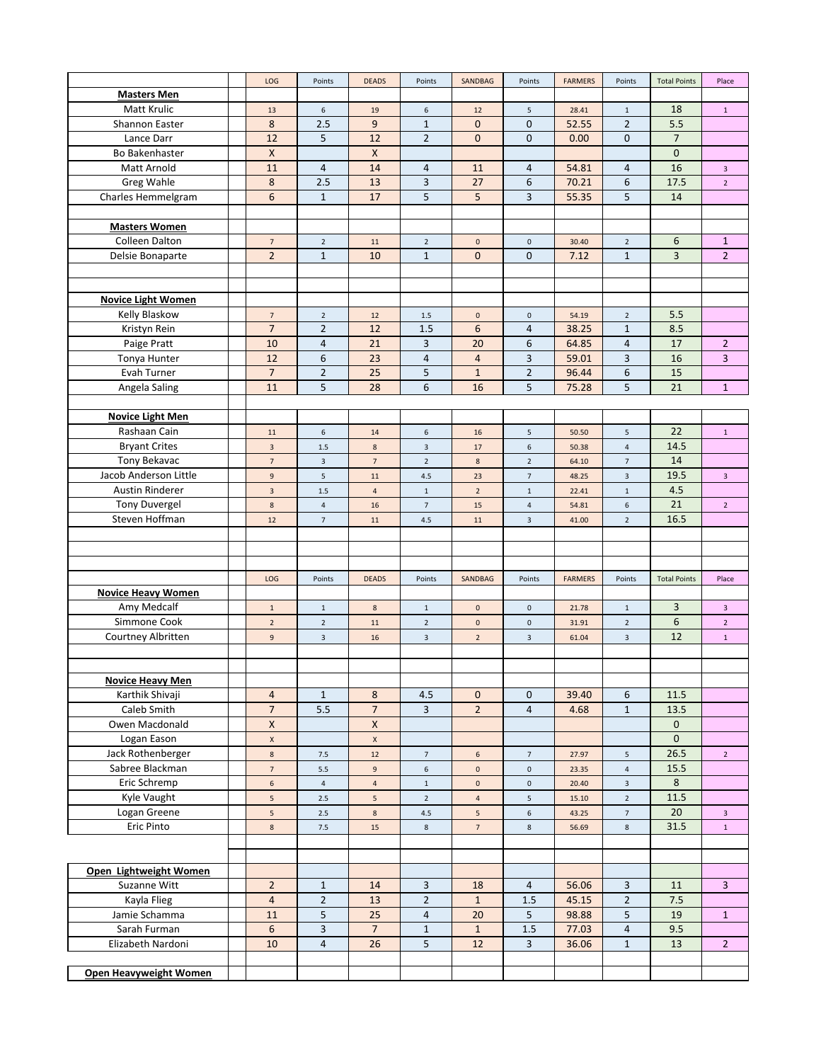| | | LOG | Points | DEADS | Points | SANDBAG | Points | FARMERS | Points | Total Points | Place |
|---|---|---|---|---|---|---|---|---|---|---|---|
| **Masters Men** | | | | | | | | | | | |
| Matt Krulic | | 13 | 6 | 19 | 6 | 12 | 5 | 28.41 | 1 | 18 | 1 |
| Shannon Easter | | 8 | 2.5 | 9 | 1 | 0 | 0 | 52.55 | 2 | 5.5 | |
| Lance Darr | | 12 | 5 | 12 | 2 | 0 | 0 | 0.00 | 0 | 7 | |
| Bo Bakenhaster | | X | | X | | | | | | 0 | |
| Matt Arnold | | 11 | 4 | 14 | 4 | 11 | 4 | 54.81 | 4 | 16 | 3 |
| Greg Wahle | | 8 | 2.5 | 13 | 3 | 27 | 6 | 70.21 | 6 | 17.5 | 2 |
| Charles Hemmelgram | | 6 | 1 | 17 | 5 | 5 | 3 | 55.35 | 5 | 14 | |
| | | | | | | | | | | | |
| **Masters Women** | | | | | | | | | | | |
| Colleen Dalton | | 7 | 2 | 11 | 2 | 0 | 0 | 30.40 | 2 | 6 | 1 |
| Delsie Bonaparte | | 2 | 1 | 10 | 1 | 0 | 0 | 7.12 | 1 | 3 | 2 |
| | | | | | | | | | | | |
| | | | | | | | | | | | |
| **Novice Light Women** | | | | | | | | | | | |
| Kelly Blaskow | | 7 | 2 | 12 | 1.5 | 0 | 0 | 54.19 | 2 | 5.5 | |
| Kristyn Rein | | 7 | 2 | 12 | 1.5 | 6 | 4 | 38.25 | 1 | 8.5 | |
| Paige Pratt | | 10 | 4 | 21 | 3 | 20 | 6 | 64.85 | 4 | 17 | 2 |
| Tonya Hunter | | 12 | 6 | 23 | 4 | 4 | 3 | 59.01 | 3 | 16 | 3 |
| Evah Turner | | 7 | 2 | 25 | 5 | 1 | 2 | 96.44 | 6 | 15 | |
| Angela Saling | | 11 | 5 | 28 | 6 | 16 | 5 | 75.28 | 5 | 21 | 1 |
| | | | | | | | | | | | |
| **Novice Light Men** | | | | | | | | | | | |
| Rashaan Cain | | 11 | 6 | 14 | 6 | 16 | 5 | 50.50 | 5 | 22 | 1 |
| Bryant Crites | | 3 | 1.5 | 8 | 3 | 17 | 6 | 50.38 | 4 | 14.5 | |
| Tony Bekavac | | 7 | 3 | 7 | 2 | 8 | 2 | 64.10 | 7 | 14 | |
| Jacob Anderson Little | | 9 | 5 | 11 | 4.5 | 23 | 7 | 48.25 | 3 | 19.5 | 3 |
| Austin Rinderer | | 3 | 1.5 | 4 | 1 | 2 | 1 | 22.41 | 1 | 4.5 | |
| Tony Duvergel | | 8 | 4 | 16 | 7 | 15 | 4 | 54.81 | 6 | 21 | 2 |
| Steven Hoffman | | 12 | 7 | 11 | 4.5 | 11 | 3 | 41.00 | 2 | 16.5 | |
| | | | | | | | | | | | |
| | | | | | | | | | | | |
| | | | | | | | | | | | |
| | | LOG | Points | DEADS | Points | SANDBAG | Points | FARMERS | Points | Total Points | Place |
| **Novice Heavy Women** | | | | | | | | | | | |
| Amy Medcalf | | 1 | 1 | 8 | 1 | 0 | 0 | 21.78 | 1 | 3 | 3 |
| Simmone Cook | | 2 | 2 | 11 | 2 | 0 | 0 | 31.91 | 2 | 6 | 2 |
| Courtney Albritten | | 9 | 3 | 16 | 3 | 2 | 3 | 61.04 | 3 | 12 | 1 |
| | | | | | | | | | | | |
| | | | | | | | | | | | |
| **Novice Heavy Men** | | | | | | | | | | | |
| Karthik Shivaji | | 4 | 1 | 8 | 4.5 | 0 | 0 | 39.40 | 6 | 11.5 | |
| Caleb Smith | | 7 | 5.5 | 7 | 3 | 2 | 4 | 4.68 | 1 | 13.5 | |
| Owen Macdonald | | X | | X | | | | | | 0 | |
| Logan Eason | | X | | X | | | | | | 0 | |
| Jack Rothenberger | | 8 | 7.5 | 12 | 7 | 6 | 7 | 27.97 | 5 | 26.5 | 2 |
| Sabree Blackman | | 7 | 5.5 | 9 | 6 | 0 | 0 | 23.35 | 4 | 15.5 | |
| Eric Schremp | | 6 | 4 | 4 | 1 | 0 | 0 | 20.40 | 3 | 8 | |
| Kyle Vaught | | 5 | 2.5 | 5 | 2 | 4 | 5 | 15.10 | 2 | 11.5 | |
| Logan Greene | | 5 | 2.5 | 8 | 4.5 | 5 | 6 | 43.25 | 7 | 20 | 3 |
| Eric Pinto | | 8 | 7.5 | 15 | 8 | 7 | 8 | 56.69 | 8 | 31.5 | 1 |
| | | | | | | | | | | | |
| | | | | | | | | | | | |
| **Open Lightweight Women** | | | | | | | | | | | |
| Suzanne Witt | | 2 | 1 | 14 | 3 | 18 | 4 | 56.06 | 3 | 11 | 3 |
| Kayla Flieg | | 4 | 2 | 13 | 2 | 1 | 1.5 | 45.15 | 2 | 7.5 | |
| Jamie Schamma | | 11 | 5 | 25 | 4 | 20 | 5 | 98.88 | 5 | 19 | 1 |
| Sarah Furman | | 6 | 3 | 7 | 1 | 1 | 1.5 | 77.03 | 4 | 9.5 | |
| Elizabeth Nardoni | | 10 | 4 | 26 | 5 | 12 | 3 | 36.06 | 1 | 13 | 2 |
| | | | | | | | | | | | |
| **Open Heavyweight Women** | | | | | | | | | | | |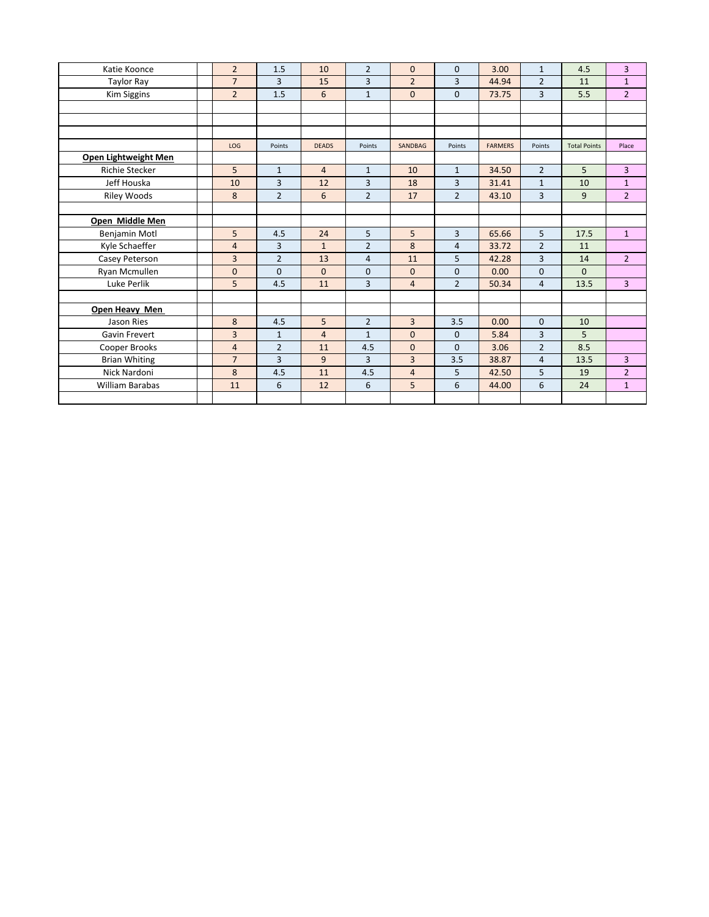| | | | | | | | | | | | |
|---|---|---|---|---|---|---|---|---|---|---|---|
| Katie Koonce | | 2 | 1.5 | 10 | 2 | 0 | 0 | 3.00 | 1 | 4.5 | 3 |
| Taylor Ray | | 7 | 3 | 15 | 3 | 2 | 3 | 44.94 | 2 | 11 | 1 |
| Kim Siggins | | 2 | 1.5 | 6 | 1 | 0 | 0 | 73.75 | 3 | 5.5 | 2 |
| | | | | | | | | | | | |
| | | | | | | | | | | | |
| | | | | | | | | | | | |
| | | LOG | Points | DEADS | Points | SANDBAG | Points | FARMERS | Points | Total Points | Place |
| **Open Lightweight Men** | | | | | | | | | | | |
| Richie Stecker | | 5 | 1 | 4 | 1 | 10 | 1 | 34.50 | 2 | 5 | 3 |
| Jeff Houska | | 10 | 3 | 12 | 3 | 18 | 3 | 31.41 | 1 | 10 | 1 |
| Riley Woods | | 8 | 2 | 6 | 2 | 17 | 2 | 43.10 | 3 | 9 | 2 |
| | | | | | | | | | | | |
| **Open Middle Men** | | | | | | | | | | | |
| Benjamin Motl | | 5 | 4.5 | 24 | 5 | 5 | 3 | 65.66 | 5 | 17.5 | 1 |
| Kyle Schaeffer | | 4 | 3 | 1 | 2 | 8 | 4 | 33.72 | 2 | 11 | |
| Casey Peterson | | 3 | 2 | 13 | 4 | 11 | 5 | 42.28 | 3 | 14 | 2 |
| Ryan Mcmullen | | 0 | 0 | 0 | 0 | 0 | 0 | 0.00 | 0 | 0 | |
| Luke Perlik | | 5 | 4.5 | 11 | 3 | 4 | 2 | 50.34 | 4 | 13.5 | 3 |
| | | | | | | | | | | | |
| **Open Heavy Men** | | | | | | | | | | | |
| Jason Ries | | 8 | 4.5 | 5 | 2 | 3 | 3.5 | 0.00 | 0 | 10 | |
| Gavin Frevert | | 3 | 1 | 4 | 1 | 0 | 0 | 5.84 | 3 | 5 | |
| Cooper Brooks | | 4 | 2 | 11 | 4.5 | 0 | 0 | 3.06 | 2 | 8.5 | |
| Brian Whiting | | 7 | 3 | 9 | 3 | 3 | 3.5 | 38.87 | 4 | 13.5 | 3 |
| Nick Nardoni | | 8 | 4.5 | 11 | 4.5 | 4 | 5 | 42.50 | 5 | 19 | 2 |
| William Barabas | | 11 | 6 | 12 | 6 | 5 | 6 | 44.00 | 6 | 24 | 1 |